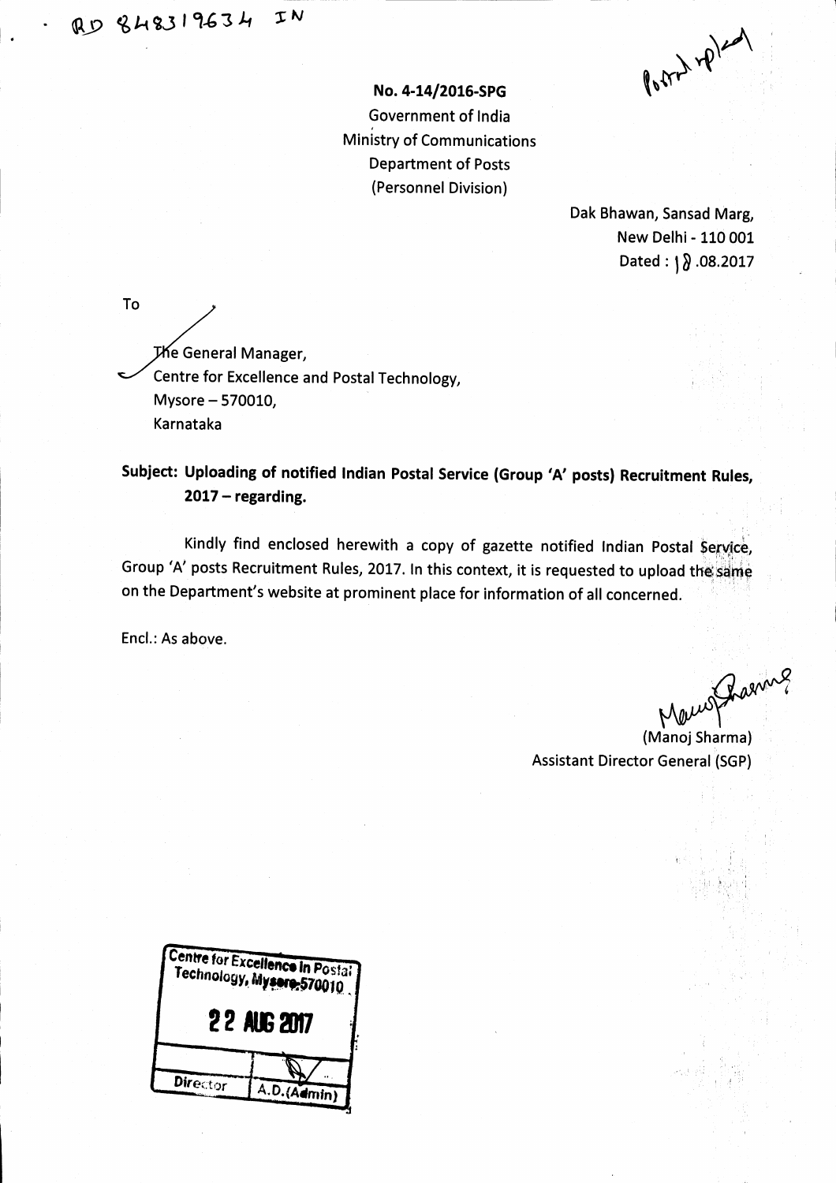RD 848319634 IN

Posted upload

**No. 4-14/2016-SPG**

Government of India
Ministry of Communications
Department of Posts
(Personnel Division)

Dak Bhawan, Sansad Marg,
New Delhi - 110 001
Dated : 18.08.2017

To

The General Manager,
Centre for Excellence and Postal Technology,
Mysore – 570010,
Karnataka

**Subject: Uploading of notified Indian Postal Service (Group 'A' posts) Recruitment Rules, 2017 – regarding.**

Kindly find enclosed herewith a copy of gazette notified Indian Postal Service, Group 'A' posts Recruitment Rules, 2017. In this context, it is requested to upload the same on the Department's website at prominent place for information of all concerned.

Encl.: As above.

(Manoj Sharma)
Assistant Director General (SGP)

Centre for Excellence in Postal Technology, Mysore-570010

22 AUG 2017

| Director | A.D.(Admin) |
| --- | --- |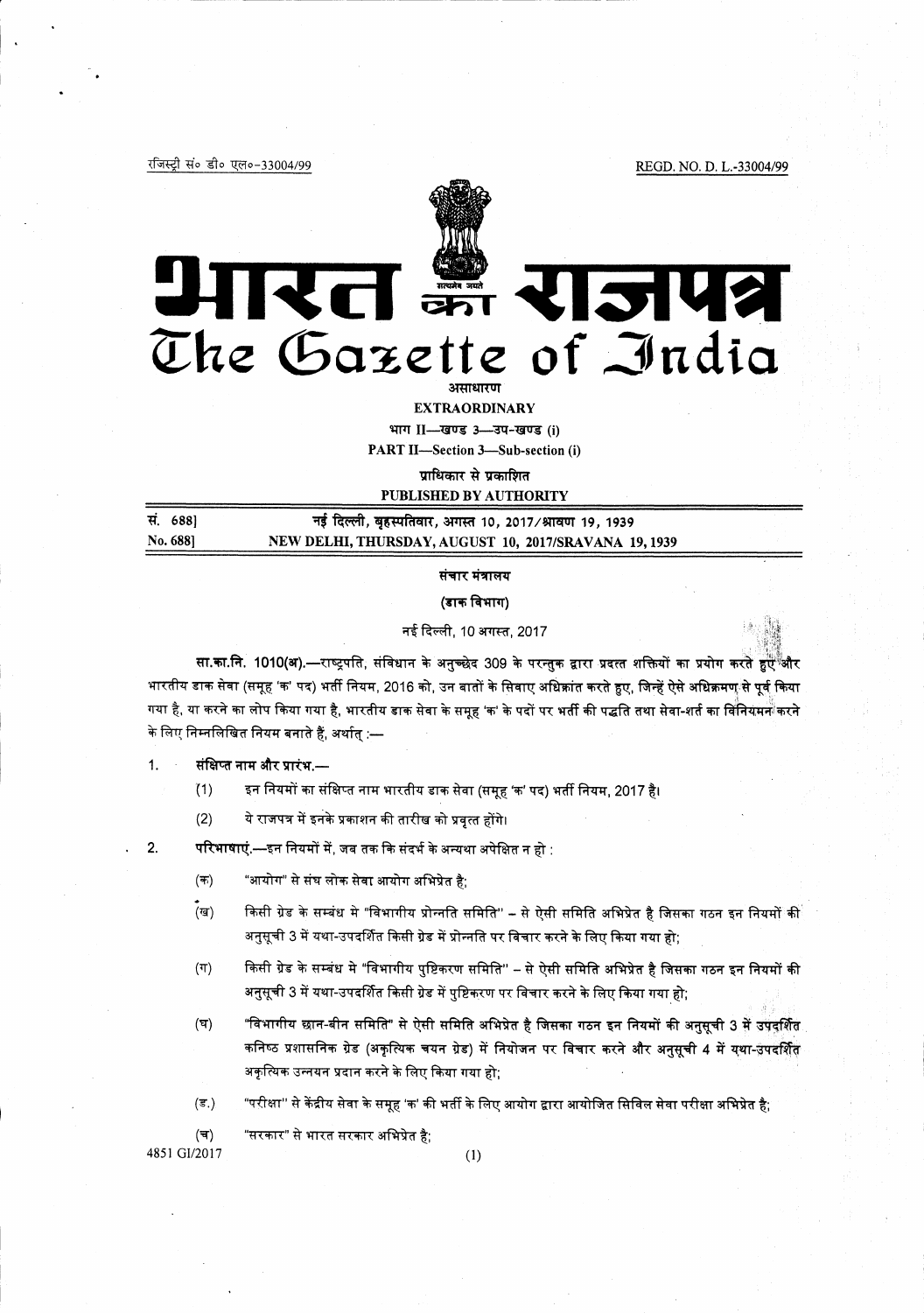रजिस्ट्री सं० डी० एल०-33004/99 REGD. NO. D. L.-33004/99

# भारत का राजपत्र
# The Gazette of India

असाधारण
**EXTRAORDINARY**

भाग II—खण्ड 3—उप-खण्ड (i)
**PART II—Section 3—Sub-section (i)**

प्राधिकार से प्रकाशित
**PUBLISHED BY AUTHORITY**

| | |
|---|---|
| सं. 688] | नई दिल्ली, बृहस्पतिवार, अगस्त 10, 2017/श्रावण 19, 1939 |
| No. 688] | NEW DELHI, THURSDAY, AUGUST 10, 2017/SRAVANA 19, 1939 |

संचार मंत्रालय

(डाक विभाग)

नई दिल्ली, 10 अगस्त, 2017

**सा.का.नि. 1010(अ).**—राष्ट्रपति, संविधान के अनुच्छेद 309 के परन्तुक द्वारा प्रदत्त शक्तियों का प्रयोग करते हुए और भारतीय डाक सेवा (समूह 'क' पद) भर्ती नियम, 2016 को, उन बातों के सिवाए अधिक्रांत करते हुए, जिन्हें ऐसे अधिक्रमण से पूर्व किया गया है, या करने का लोप किया गया है, भारतीय डाक सेवा के समूह 'क' के पदों पर भर्ती की पद्धति तथा सेवा-शर्त का विनियमन करने के लिए निम्नलिखित नियम बनाते हैं, अर्थात् :—

1. **संक्षिप्त नाम और प्रारंभ.**—
   (1) इन नियमों का संक्षिप्त नाम भारतीय डाक सेवा (समूह 'क' पद) भर्ती नियम, 2017 है।
   (2) ये राजपत्र में इनके प्रकाशन की तारीख को प्रवृत्त होंगे।

2. **परिभाषाएं.**—इन नियमों में, जब तक कि संदर्भ के अन्यथा अपेक्षित न हो :
   (क) "आयोग" से संघ लोक सेवा आयोग अभिप्रेत है;
   (ख) किसी ग्रेड के सम्बंध मे "विभागीय प्रोन्नति समिति" – से ऐसी समिति अभिप्रेत है जिसका गठन इन नियमों की अनुसूची 3 में यथा-उपदर्शित किसी ग्रेड में प्रोन्नति पर विचार करने के लिए किया गया हो;
   (ग) किसी ग्रेड के सम्बंध मे "विभागीय पुष्टिकरण समिति" – से ऐसी समिति अभिप्रेत है जिसका गठन इन नियमों की अनुसूची 3 में यथा-उपदर्शित किसी ग्रेड में पुष्टिकरण पर विचार करने के लिए किया गया हो;
   (घ) "विभागीय छान-बीन समिति" से ऐसी समिति अभिप्रेत है जिसका गठन इन नियमों की अनुसूची 3 में उपदर्शित कनिष्ठ प्रशासनिक ग्रेड (अकृत्यिक चयन ग्रेड) में नियोजन पर विचार करने और अनुसूची 4 में यथा-उपदर्शित अकृत्यिक उन्नयन प्रदान करने के लिए किया गया हो;
   (ङ) "परीक्षा" से केंद्रीय सेवा के समूह 'क' की भर्ती के लिए आयोग द्वारा आयोजित सिविल सेवा परीक्षा अभिप्रेत है;
   (च) "सरकार" से भारत सरकार अभिप्रेत है;

4851 GI/2017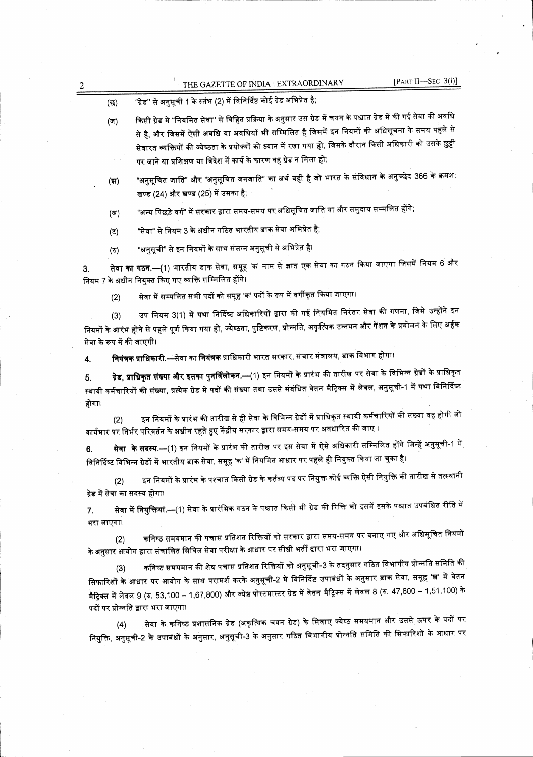(छ) "ग्रेड" से अनुसूची 1 के स्तंभ (2) में विनिर्दिष्ट कोई ग्रेड अभिप्रेत है;

(ज) किसी ग्रेड में "नियमित सेवा" से विहित प्रक्रिया के अनुसार उस ग्रेड में चयन के पश्चात ग्रेड में की गई सेवा की अवधि से है, और जिसमें ऐसी अवधि या अवधियाँ भी सम्मिलित है जिसमें इन नियमों की अधिसूचना के समय पहले से सेवारत व्यक्तियों की ज्येष्ठता के प्रयोज्यों को ध्यान में रखा गया हो, जिसके दौरान किसी अधिकारी को उसके छुट्टी पर जाने या प्रशिक्षण या विदेश में कार्य के कारण वह ग्रेड न मिला हो;

(झ) "अनुसूचित जाति" और "अनुसूचित जनजाति" का अर्थ वही है जो भारत के संविधान के अनुच्छेद 366 के क्रमश: खण्ड (24) और खण्ड (25) में उसका है;

(ञ) "अन्य पिछड़े वर्ग" में सरकार द्वारा समय-समय पर अधिसूचित जाति या और समुदाय सम्मिलित होंगे;

(ट) "सेवा" से नियम 3 के अधीन गठित भारतीय डाक सेवा अभिप्रेत है;

(ठ) "अनुसूची" से इन नियमों के साथ संलग्न अनुसूची से अभिप्रेत है।

3. **सेवा का गठन.**—(1) भारतीय डाक सेवा, समूह 'क' नाम से ज्ञात एक सेवा का गठन किया जाएगा जिसमें नियम 6 और नियम 7 के अधीन नियुक्त किए गए व्यक्ति सम्मिलित होंगे।

(2) सेवा में सम्मिलित सभी पदों को समूह 'क' पदों के रूप में वर्गीकृत किया जाएगा।

(3) उप नियम 3(1) में यथा निर्दिष्ट अधिकारियों द्वारा की गई नियमित निरंतर सेवा की गणना, जिसे उन्होंने इन नियमों के आरंभ होने से पहले पूर्ण किया गया हो, ज्येष्ठता, पुष्टिकरण, प्रोन्नति, अकृत्यिक उन्नयन और पेंशन के प्रयोजन के लिए अर्हक सेवा के रूप में की जाएगी।

4. **नियंत्रक प्राधिकारी.**—सेवा का **नियंत्रक** प्राधिकारी भारत सरकार, संचार मंत्रालय, डाक विभाग होगा।

5. **ग्रेड, प्राधिकृत संख्या और इसका पुनर्विलोकन.**—(1) इन नियमों के प्रारंभ की तारीख पर सेवा के विभिन्न ग्रेडों के प्राधिकृत स्थायी कर्मचारियों की संख्या, प्रत्येक ग्रेड मे पदों की संख्या तथा उससे संबंधित वेतन मैट्रिक्स में लेवल, अनुसूची-1 में यथा विनिर्दिष्ट होगा।

(2) इन नियमों के प्रारंभ की तारीख से ही सेवा के विभिन्न ग्रेडों में प्राधिकृत स्थायी कर्मचारियों की संख्या वह होगी जो कार्यभार पर निर्भर परिवर्तन के अधीन रहते हुए केंद्रीय सरकार द्वारा समय-समय पर अवधारित की जाए ।

6. **सेवा के सदस्य.**—(1) इन नियमों के प्रारंभ की तारीख पर इस सेवा में ऐसे अधिकारी सम्मिलित होंगे जिन्हें अनुसूची-1 में विनिर्दिष्ट विभिन्न ग्रेडों में भारतीय डाक सेवा, समूह 'क' में नियमित आधार पर पहले ही नियुक्त किया जा चुका है।

(2) इन नियमों के प्रारंभ के पश्चात किसी ग्रेड के कर्तव्य पद पर नियुक्त कोई व्यक्ति ऐसी नियुक्ति की तारीख से तत्स्थानी ग्रेड में सेवा का सदस्य होगा।

7. **सेवा में नियुक्तियां.**—(1) सेवा के प्रारंभिक गठन के पश्चात किसी भी ग्रेड की रिक्ति को इसमें इसके पश्चात उपबंधित रीति में भरा जाएगा।

(2) कनिष्ठ समयमान की पचास प्रतिशत रिक्तियों को सरकार द्वारा समय-समय पर बनाए गए और अधिसूचित नियमों के अनुसार आयोग द्वारा संचालित सिविल सेवा परीक्षा के आधार पर सीधी भर्ती द्वारा भरा जाएगा।

(3) कनिष्ठ समयमान की शेष पचास प्रतिशत रिक्तियों को अनुसूची-3 के तदनुसार गठित विभागीय प्रोन्नति समिति की सिफारिशों के आधार पर आयोग के साथ परामर्श करके अनुसूची-2 में विनिर्दिष्ट उपाबंधों के अनुसार डाक सेवा, समूह 'ख' में वेतन मैट्रिक्स में लेवल 9 (रु. 53,100 – 1,67,800) और ज्येष्ठ पोस्टमास्टर ग्रेड में वेतन मैट्रिक्स में लेवल 8 (रु. 47,600 – 1,51,100) के पदों पर प्रोन्नति द्वारा भरा जाएगा।

(4) सेवा के कनिष्ठ प्रशासनिक ग्रेड (अकृत्यिक चयन ग्रेड) के सिवाए ज्येष्ठ समयमान और उससे ऊपर के पदों पर नियुक्ति, अनुसूची-2 के उपाबंधों के अनुसार, अनुसूची-3 के अनुसार गठित विभागीय प्रोन्नति समिति की सिफारिशों के आधार पर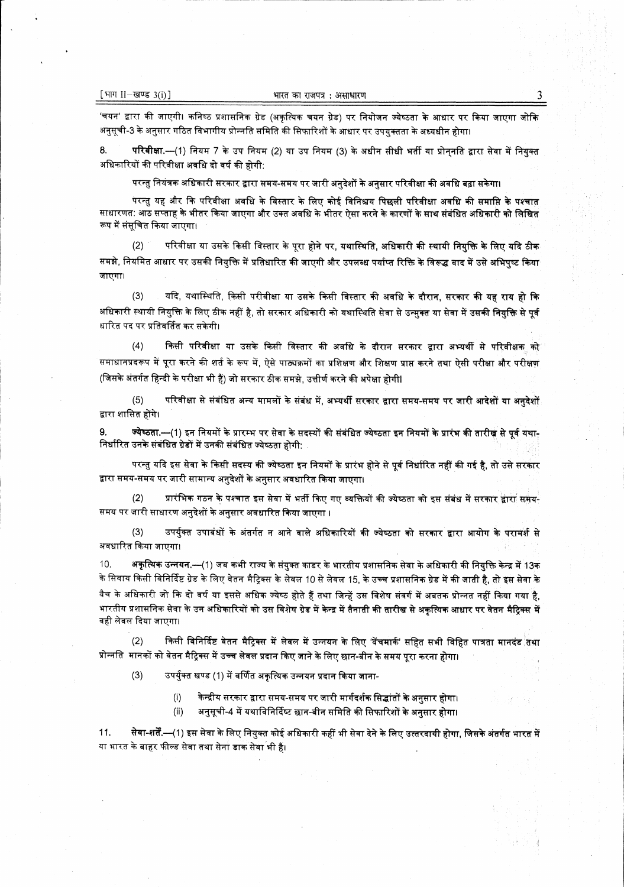'चयन' द्वारा की जाएगी। कनिष्ठ प्रशासनिक ग्रेड (अकृत्यिक चयन ग्रेड) पर नियोजन ज्येष्ठता के आधार पर किया जाएगा जोकि अनुसूची-3 के अनुसार गठित विभागीय प्रोन्नति समिति की सिफारिशों के आधार पर उपयुक्तता के अध्यधीन होगा।

8. **परिवीक्षा.**—(1) नियम 7 के उप नियम (2) या उप नियम (3) के अधीन सीधी भर्ती या प्रोन्नति द्वारा सेवा में नियुक्त अधिकारियों की परिवीक्षा अवधि दो वर्ष की होगी:

परन्तु नियंत्रक अधिकारी सरकार द्वारा समय-समय पर जारी अनुदेशों के अनुसार परिवीक्षा की अवधि बढ़ा सकेगा।

परन्तु यह और कि परिवीक्षा अवधि के विस्तार के लिए कोई विनिश्चय पिछली परिवीक्षा अवधि की समाप्ति के पश्चात साधारणतः आठ सप्ताह के भीतर किया जाएगा और उक्त अवधि के भीतर ऐसा करने के कारणों के साथ संबंधित अधिकारी को लिखित रूप में संसूचित किया जाएगा।

(2) परिवीक्षा या उसके किसी विस्तार के पूरा होने पर, यथास्थिति, अधिकारी की स्थायी नियुक्ति के लिए यदि ठीक समझे, नियमित आधार पर उसकी नियुक्ति में प्रतिधारित की जाएगी और उपलब्ध पर्याप्त रिक्ति के विरूद्ध बाद में उसे अभिपुष्ट किया जाएगा।

(3) यदि, यथास्थिति, किसी परीवीक्षा या उसके किसी विस्तार की अवधि के दौरान, सरकार की यह राय हो कि अधिकारी स्थायी नियुक्ति के लिए ठीक नहीं है, तो सरकार अधिकारी को यथास्थिति सेवा से उन्मुक्त या सेवा में उसकी नियुक्ति से पूर्व धारित पद पर प्रतिवर्तित कर सकेगी।

(4) किसी परिवीक्षा या उसके किसी विस्तार की अवधि के दौरान सरकार द्वारा अभ्यर्थी से परिवीक्षक को समाधानप्रदरूप में पूरा करने की शर्त के रूप में, ऐसे पाठ्यक्रमों का प्रशिक्षण और शिक्षण प्राप्त करने तथा ऐसी परीक्षा और परीक्षण (जिसके अंतर्गत हिन्दी के परीक्षा भी हैं) जो सरकार ठीक समझे, उत्तीर्ण करने की अपेक्षा होगी।

(5) परिवीक्षा से संबंधित अन्य मामलों के संबंध में, अभ्यर्थी सरकार द्वारा समय-समय पर जारी आदेशों या अनुदेशों द्वारा शासित होंगे।

9. **ज्येष्ठता.**—(1) इन नियमों के प्रारम्भ पर सेवा के सदस्यों की संबंधित ज्येष्ठता इन नियमों के प्रारंभ की तारीख से पूर्व यथा-निर्धारित उनके संबंधित ग्रेडों में उनकी संबंधित ज्येष्ठता होगी:

परन्तु यदि इस सेवा के किसी सदस्य की ज्येष्ठता इन नियमों के प्रारंभ होने से पूर्व निर्धारित नहीं की गई है, तो उसे सरकार द्वारा समय-समय पर जारी सामान्य अनुदेशों के अनुसार अवधारित किया जाएगा।

(2) प्रारंभिक गठन के पश्चात इस सेवा में भर्ती किए गए व्यक्तियों की ज्येष्ठता को इस संबंध में सरकार द्वारा समय-समय पर जारी साधारण अनुदेशों के अनुसार अवधारित किया जाएगा ।

(3) उपर्युक्त उपाबंधों के अंतर्गत न आने वाले अधिकारियों की ज्येष्ठता को सरकार द्वारा आयोग के परामर्श से अवधारित किया जाएगा।

10. **अकृत्यिक उन्नयन.**—(1) जब कभी राज्य के संयुक्त काडर के भारतीय प्रशासनिक सेवा के अधिकारी की नियुक्ति केन्द्र में 13क के सिवाय किसी विनिर्दिष्ट ग्रेड के लिए वेतन मैट्रिक्स के लेवल 10 से लेवल 15, के उच्च प्रशासनिक ग्रेड में की जाती है, तो इस सेवा के बैच के अधिकारी जो कि दो वर्ष या इससे अधिक ज्येष्ठ होते हैं तथा जिन्हें उस विशेष संवर्ग में अबतक प्रोन्नत नहीं किया गया है, भारतीय प्रशासनिक सेवा के उन अधिकारियों को उस विशेष ग्रेड में केन्द्र में तैनाती की तारीख से अकृत्यिक आधार पर वेतन मैट्रिक्स में वही लेवल दिया जाएगा।

(2) किसी विनिर्दिष्ट वेतन मैट्रिक्स में लेवल में उन्नयन के लिए 'बेंचमार्क' सहित सभी विहित पात्रता मानदंड तथा प्रोन्नति मानकों को वेतन मैट्रिक्स में उच्च लेवल प्रदान किए जाने के लिए छान-बीन के समय पूरा करना होगा।

(3) उपर्युक्त खण्ड (1) में वर्णित अकृत्यिक उन्नयन प्रदान किया जाना-

(i) केन्द्रीय सरकार द्वारा समय-समय पर जारी मार्गदर्शक सिद्धांतों के अनुसार होगा।

(ii) अनुसूची-4 में यथाविनिर्दिष्ट छान-बीन समिति की सिफारिशों के अनुसार होगा।

11. **सेवा-शर्तें.**—(1) इस सेवा के लिए नियुक्त कोई अधिकारी कहीं भी सेवा देने के लिए उत्तरदायी होगा, जिसके अंतर्गत भारत में या भारत के बाहर फील्ड सेवा तथा सेना डाक सेवा भी है।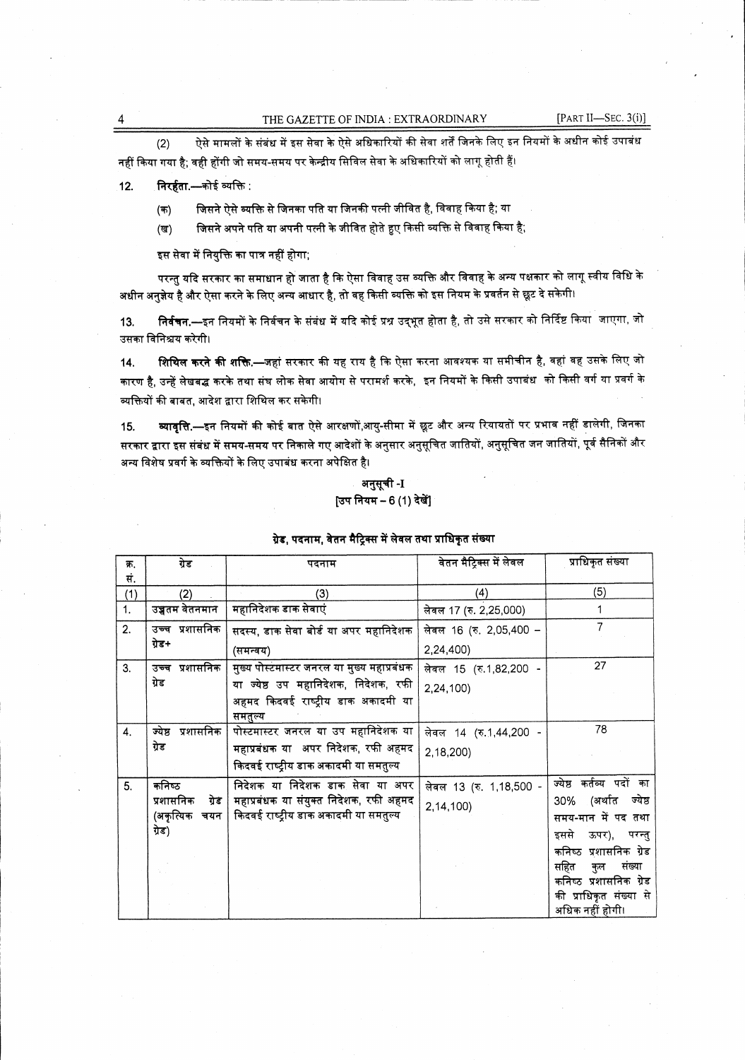(2) ऐसे मामलों के संबंध में इस सेवा के ऐसे अधिकारियों की सेवा शर्तें जिनके लिए इन नियमों के अधीन कोई उपबंध नहीं किया गया है; वही होंगी जो समय-समय पर केन्द्रीय सिविल सेवा के अधिकारियों को लागू होती हैं।

12. **निरर्हता.**—कोई व्यक्ति :

(क) जिसने ऐसे व्यक्ति से जिनका पति या जिनकी पत्नी जीवित है, विवाह किया है; या

(ख) जिसने अपने पति या अपनी पत्नी के जीवित होते हुए किसी व्यक्ति से विवाह किया है;

इस सेवा में नियुक्ति का पात्र नहीं होगा;

परन्तु यदि सरकार का समाधान हो जाता है कि ऐसा विवाह उस व्यक्ति और विवाह के अन्य पक्षकार को लागू स्वीय विधि के अधीन अनुज्ञेय है और ऐसा करने के लिए अन्य आधार है, तो वह किसी व्यक्ति को इस नियम के प्रवर्तन से छूट दे सकेगी।

13. **निर्वचन.**—इन नियमों के निर्वचन के संबंध में यदि कोई प्रश्न उद्‌भूत होता है, तो उसे सरकार को निर्दिष्ट किया जाएगा, जो उसका विनिश्चय करेगी।

14. **शिथिल करने की शक्ति.**—जहां सरकार की यह राय है कि ऐसा करना आवश्यक या समीचीन है, वहां वह उसके लिए जो कारण है, उन्हें लेखबद्ध करके तथा संघ लोक सेवा आयोग से परामर्श करके, इन नियमों के किसी उपबंध को किसी वर्ग या प्रवर्ग के व्यक्तियों की बाबत, आदेश द्वारा शिथिल कर सकेगी।

15. **व्यावृत्ति.**—इन नियमों की कोई बात ऐसे आरक्षणों,आयु-सीमा में छूट और अन्य रियायतों पर प्रभाव नहीं डालेगी, जिनका सरकार द्वारा इस संबंध में समय-समय पर निकाले गए आदेशों के अनुसार अनुसूचित जातियों, अनुसूचित जन जातियों, पूर्व सैनिकों और अन्य विशेष प्रवर्ग के व्यक्तियों के लिए उपाबंध करना अपेक्षित है।

## अनुसूची -I
### [उप नियम – 6 (1) देखें]

**ग्रेड, पदनाम, वेतन मैट्रिक्स में लेवल तथा प्राधिकृत संख्या**

| क्र. सं. | ग्रेड | पदनाम | वेतन मैट्रिक्स में लेवल | प्राधिकृत संख्या |
|---|---|---|---|---|
| (1) | (2) | (3) | (4) | (5) |
| 1. | उच्चतम वेतनमान | महानिदेशक डाक सेवाएं | लेवल 17 (रु. 2,25,000) | 1 |
| 2. | उच्च प्रशासनिक ग्रेड+ | सदस्य, डाक सेवा बोर्ड या अपर महानिदेशक (समन्वय) | लेवल 16 (रु. 2,05,400 – 2,24,400) | 7 |
| 3. | उच्च प्रशासनिक ग्रेड | मुख्य पोस्टमास्टर जनरल या मुख्य महाप्रबंधक या ज्येष्ठ उप महानिदेशक, निदेशक, रफी अहमद किदवई राष्ट्रीय डाक अकादमी या समतुल्य | लेवल 15 (रु.1,82,200 - 2,24,100) | 27 |
| 4. | ज्येष्ठ प्रशासनिक ग्रेड | पोस्टमास्टर जनरल या उप महानिदेशक या महाप्रबंधक या अपर निदेशक, रफी अहमद किदवई राष्ट्रीय डाक अकादमी या समतुल्य | लेवल 14 (रु.1,44,200 - 2,18,200) | 78 |
| 5. | कनिष्ठ प्रशासनिक ग्रेड (अकृत्यिक चयन ग्रेड) | निदेशक या निदेशक डाक सेवा या अपर महाप्रबंधक या संयुक्त निदेशक, रफी अहमद किदवई राष्ट्रीय डाक अकादमी या समतुल्य | लेवल 13 (रु. 1,18,500 - 2,14,100) | ज्येष्ठ कर्तव्य पदों का 30% (अर्थात ज्येष्ठ समय-मान में पद तथा इससे ऊपर), परन्तु कनिष्ठ प्रशासनिक ग्रेड सहित कुल संख्या कनिष्ठ प्रशासनिक ग्रेड की प्राधिकृत संख्या से अधिक नहीं होगी। |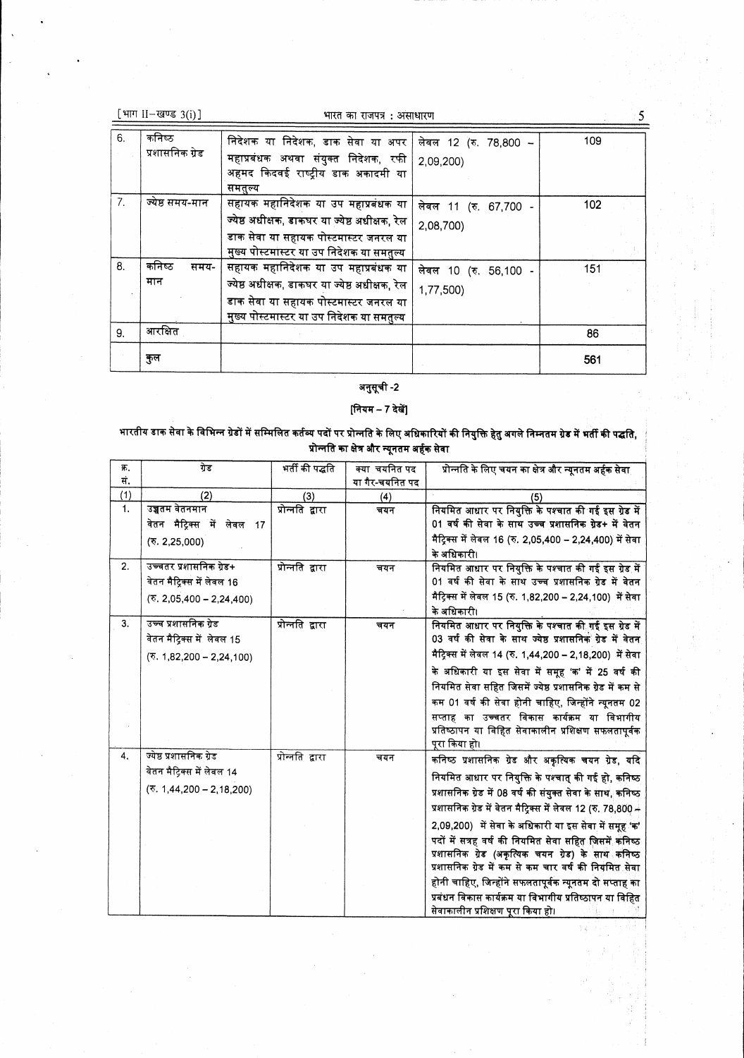| 6. | कनिष्ठ प्रशासनिक ग्रेड | निदेशक या निदेशक, डाक सेवा या अपर महाप्रबंधक अथवा संयुक्त निदेशक, रफी अहमद किदवई राष्ट्रीय डाक अकादमी या समतुल्य | लेवल 12 (रु. 78,800 – 2,09,200) | 109 |
|---|---|---|---|---|
| 7. | ज्येष्ठ समय-मान | सहायक महानिदेशक या उप महाप्रबंधक या ज्येष्ठ अधीक्षक, डाकघर या ज्येष्ठ अधीक्षक, रेल डाक सेवा या सहायक पोस्टमास्टर जनरल या मुख्य पोस्टमास्टर या उप निदेशक या समतुल्य | लेवल 11 (रु. 67,700 - 2,08,700) | 102 |
| 8. | कनिष्ठ समय-मान | सहायक महानिदेशक या उप महाप्रबंधक या ज्येष्ठ अधीक्षक, डाकघर या ज्येष्ठ अधीक्षक, रेल डाक सेवा या सहायक पोस्टमास्टर जनरल या मुख्य पोस्टमास्टर या उप निदेशक या समतुल्य | लेवल 10 (रु. 56,100 - 1,77,500) | 151 |
| 9. | आरक्षित | | | 86 |
| | कुल | | | 561 |

## अनुसूची -2

**[नियम – 7 देखें]**

**भारतीय डाक सेवा के विभिन्न ग्रेडों में सम्मिलित कर्तव्य पदों पर प्रोन्नति के लिए अधिकारियों की नियुक्ति हेतु अगले निम्नतम ग्रेड में भर्ती की पद्धति, प्रोन्नति का क्षेत्र और न्यूनतम अर्हक सेवा**

| क्र. सं. | ग्रेड | भर्ती की पद्धति | क्या चयनित पद या गैर-चयनित पद | प्रोन्नति के लिए चयन का क्षेत्र और न्यूनतम अर्हक सेवा |
|---|---|---|---|---|
| (1) | (2) | (3) | (4) | (5) |
| 1. | उच्चतम वेतनमान वेतन मैट्रिक्स में लेवल 17 (रु. 2,25,000) | प्रोन्नति द्वारा | चयन | नियमित आधार पर नियुक्ति के पश्चात की गई इस ग्रेड में 01 वर्ष की सेवा के साथ उच्च प्रशासनिक ग्रेड+ में वेतन मैट्रिक्स में लेवल 16 (रु. 2,05,400 – 2,24,400) में सेवा के अधिकारी। |
| 2. | उच्चतर प्रशासनिक ग्रेड+ वेतन मैट्रिक्स में लेवल 16 (रु. 2,05,400 – 2,24,400) | प्रोन्नति द्वारा | चयन | नियमित आधार पर नियुक्ति के पश्चात की गई इस ग्रेड में 01 वर्ष की सेवा के साथ उच्च प्रशासनिक ग्रेड में वेतन मैट्रिक्स में लेवल 15 (रु. 1,82,200 – 2,24,100) में सेवा के अधिकारी। |
| 3. | उच्च प्रशासनिक ग्रेड वेतन मैट्रिक्स में लेवल 15 (रु. 1,82,200 – 2,24,100) | प्रोन्नति द्वारा | चयन | नियमित आधार पर नियुक्ति के पश्चात की गई इस ग्रेड में 03 वर्ष की सेवा के साथ ज्येष्ठ प्रशासनिक ग्रेड में वेतन मैट्रिक्स में लेवल 14 (रु. 1,44,200 – 2,18,200) में सेवा के अधिकारी या इस सेवा में समूह 'क' में 25 वर्ष की नियमित सेवा सहित जिसमें ज्येष्ठ प्रशासनिक ग्रेड में कम से कम 01 वर्ष की सेवा होनी चाहिए, जिन्होंने न्यूनतम 02 सप्ताह का उच्चतर विकास कार्यक्रम या विभागीय प्रतिष्ठापन या विहित सेवाकालीन प्रशिक्षण सफलतापूर्वक पूरा किया हो। |
| 4. | ज्येष्ठ प्रशासनिक ग्रेड वेतन मैट्रिक्स में लेवल 14 (रु. 1,44,200 – 2,18,200) | प्रोन्नति द्वारा | चयन | कनिष्ठ प्रशासनिक ग्रेड और अकृत्यिक चयन ग्रेड, यदि नियमित आधार पर नियुक्ति के पश्चात् की गई हो, कनिष्ठ प्रशासनिक ग्रेड में 08 वर्ष की संयुक्त सेवा के साथ, कनिष्ठ प्रशासनिक ग्रेड में वेतन मैट्रिक्स में लेवल 12 (रु. 78,800 – 2,09,200) में सेवा के अधिकारी या इस सेवा में समूह 'क' पदों में सत्रह वर्ष की नियमित सेवा सहित जिसमें कनिष्ठ प्रशासनिक ग्रेड (अकृत्यिक चयन ग्रेड) के साथ कनिष्ठ प्रशासनिक ग्रेड में कम से कम चार वर्ष की नियमित सेवा होनी चाहिए, जिन्होंने सफलतापूर्वक न्यूनतम दो सप्ताह का प्रबंधन विकास कार्यक्रम या विभागीय प्रतिष्ठापन या विहित सेवाकालीन प्रशिक्षण पूरा किया हो। |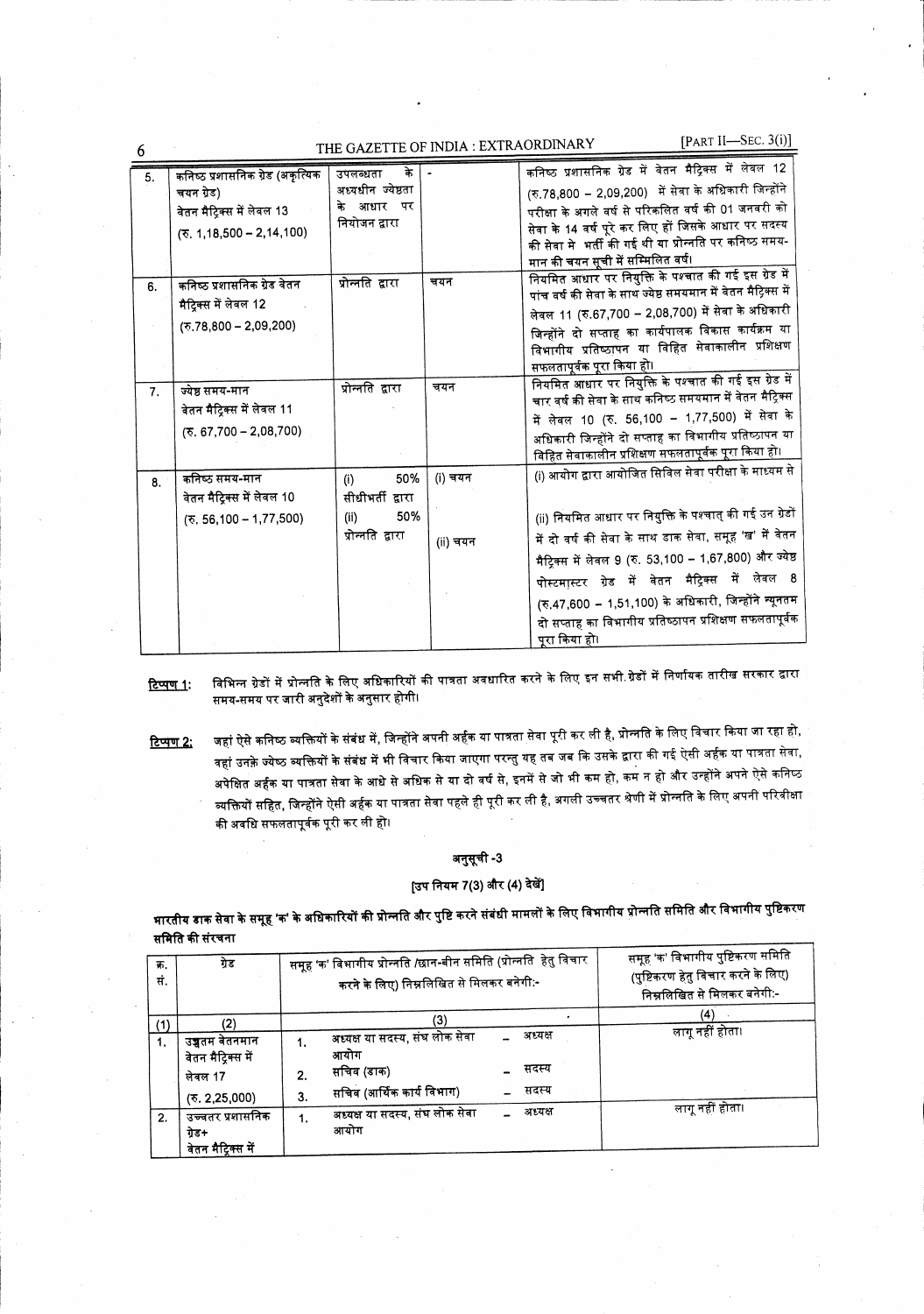| | | | | |
|---|---|---|---|---|
| 5. | कनिष्ठ प्रशासनिक ग्रेड (अकृत्यिक चयन ग्रेड) वेतन मैट्रिक्स में लेवल 13 (रु. 1,18,500 – 2,14,100) | उपलब्धता के अध्यधीन ज्येष्ठता के आधार पर नियोजन द्वारा | - | कनिष्ठ प्रशासनिक ग्रेड में वेतन मैट्रिक्स में लेवल 12 (रु.78,800 – 2,09,200) में सेवा के अधिकारी जिन्होंने परीक्षा के अगले वर्ष से परिकलित वर्ष की 01 जनवरी को सेवा के 14 वर्ष पूरे कर लिए हों जिसके आधार पर सदस्य की सेवा मे भर्ती की गई थी या प्रोन्नति पर कनिष्ठ समय-मान की चयन सूची में सम्मिलित वर्ष। |
| 6. | कनिष्ठ प्रशासनिक ग्रेड वेतन मैट्रिक्स में लेवल 12 (रु.78,800 – 2,09,200) | प्रोन्नति द्वारा | चयन | नियमित आधार पर नियुक्ति के पश्चात की गई इस ग्रेड में पांच वर्ष की सेवा के साथ ज्येष्ठ समयमान में वेतन मैट्रिक्स में लेवल 11 (रु.67,700 – 2,08,700) में सेवा के अधिकारी जिन्होंने दो सप्ताह का कार्यपालक विकास कार्यक्रम या विभागीय प्रतिष्ठापन या विहित सेवाकालीन प्रशिक्षण सफलतापूर्वक पूरा किया हो। |
| 7. | ज्येष्ठ समय-मान वेतन मैट्रिक्स में लेवल 11 (रु. 67,700 – 2,08,700) | प्रोन्नति द्वारा | चयन | नियमित आधार पर नियुक्ति के पश्चात की गई इस ग्रेड में चार वर्ष की सेवा के साथ कनिष्ठ समयमान में वेतन मैट्रिक्स में लेवल 10 (रु. 56,100 – 1,77,500) में सेवा के अधिकारी जिन्होंने दो सप्ताह का विभागीय प्रतिष्ठापन या विहित सेवाकालीन प्रशिक्षण सफलतापूर्वक पूरा किया हो। |
| 8. | कनिष्ठ समय-मान वेतन मैट्रिक्स में लेवल 10 (रु. 56,100 – 1,77,500) | (i) 50% सीधीभर्ती द्वारा (ii) 50% प्रोन्नति द्वारा | (i) चयन (ii) चयन | (i) आयोग द्वारा आयोजित सिविल सेवा परीक्षा के माध्यम से (ii) नियमित आधार पर नियुक्ति के पश्चात् की गई उन ग्रेडों में दो वर्ष की सेवा के साथ डाक सेवा, समूह 'ख' में वेतन मैट्रिक्स में लेवल 9 (रु. 53,100 – 1,67,800) और ज्येष्ठ पोस्टमास्टर ग्रेड में वेतन मैट्रिक्स में लेवल 8 (रु.47,600 – 1,51,100) के अधिकारी, जिन्होंने न्यूनतम दो सप्ताह का विभागीय प्रतिष्ठापन प्रशिक्षण सफलतापूर्वक पूरा किया हो। |

**टिप्पण 1:** विभिन्न ग्रेडों में प्रोन्नति के लिए अधिकारियों की पात्रता अवधारित करने के लिए इन सभी ग्रेडों में निर्णायक तारीख सरकार द्वारा समय-समय पर जारी अनुदेशों के अनुसार होगी।

**टिप्पण 2:** जहां ऐसे कनिष्ठ व्यक्तियों के संबंध में, जिन्होंने अपनी अर्हक या पात्रता सेवा पूरी कर ली है, प्रोन्नति के लिए विचार किया जा रहा हो, वहां उनके ज्येष्ठ व्यक्तियों के संबंध में भी विचार किया जाएगा परन्तु यह तब जब कि उसके द्वारा की गई ऐसी अर्हक या पात्रता सेवा, अपेक्षित अर्हक या पात्रता सेवा के आधे से अधिक से या दो वर्ष से, इनमें से जो भी कम हो, कम न हो और उन्होंने अपने ऐसे कनिष्ठ व्यक्तियों सहित, जिन्होंने ऐसी अर्हक या पात्रता सेवा पहले ही पूरी कर ली है, अगली उच्चतर श्रेणी में प्रोन्नति के लिए अपनी परिवीक्षा की अवधि सफलतापूर्वक पूरी कर ली हो।

## अनुसूची -3

**[उप नियम 7(3) और (4) देखें]**

**भारतीय डाक सेवा के समूह 'क' के अधिकारियों की प्रोन्नति और पुष्टि करने संबंधी मामलों के लिए विभागीय प्रोन्नति समिति और विभागीय पुष्टिकरण समिति की संरचना**

| क्र. सं. | ग्रेड | समूह 'क' विभागीय प्रोन्नति /छान-बीन समिति (प्रोन्नति हेतु विचार करने के लिए) निम्नलिखित से मिलकर बनेगी:- | समूह 'क' विभागीय पुष्टिकरण समिति (पुष्टिकरण हेतु विचार करने के लिए) निम्नलिखित से मिलकर बनेगी:- |
|---|---|---|---|
| (1) | (2) | (3) | (4) |
| 1. | उच्चतम वेतनमान वेतन मैट्रिक्स में लेवल 17 (रु. 2,25,000) | 1. अध्यक्ष या सदस्य, संघ लोक सेवा आयोग – अध्यक्ष<br>2. सचिव (डाक) – सदस्य<br>3. सचिव (आर्थिक कार्य विभाग) – सदस्य | लागू नहीं होता। |
| 2. | उच्चतर प्रशासनिक ग्रेड+ वेतन मैट्रिक्स में | 1. अध्यक्ष या सदस्य, संघ लोक सेवा आयोग – अध्यक्ष | लागू नहीं होता। |